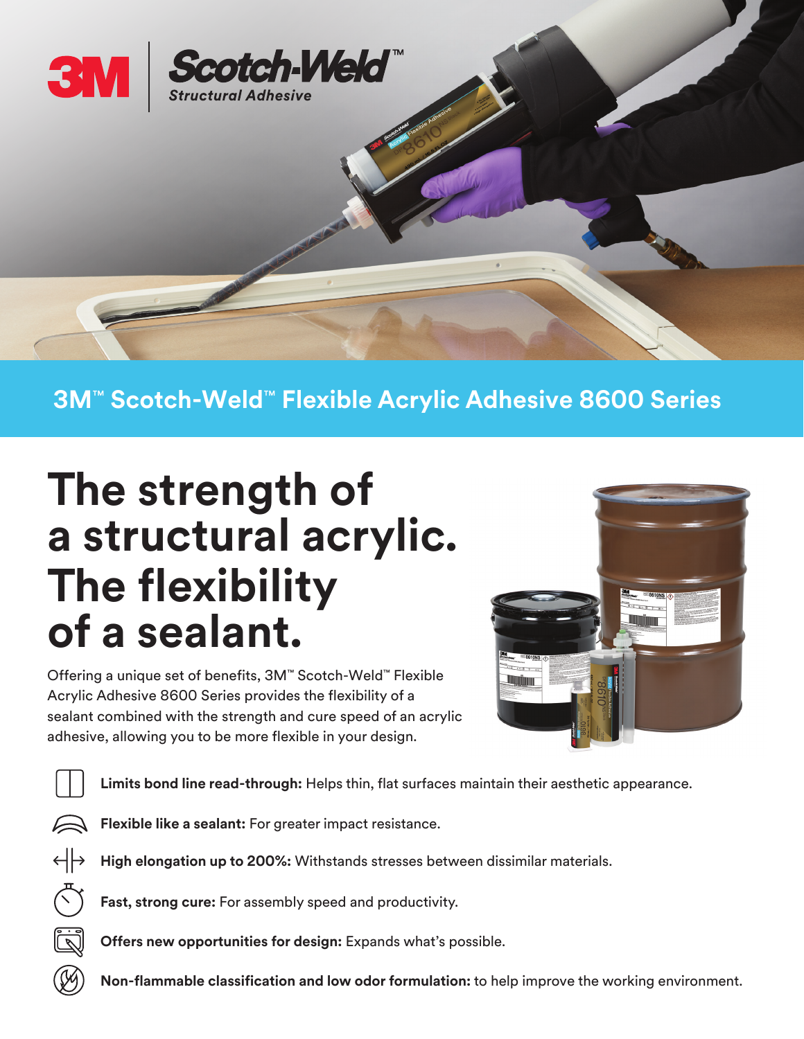3M | Scotch-Weld™ Structural Adhesive

## 3M™ Scotch-Weld™ Flexible Acrylic Adhesive 8600 Series

# The strength of a structural acrylic. The flexibility of a sealant.

Offering a unique set of benefits, 3M™ Scotch-Weld™ Flexible Acrylic Adhesive 8600 Series provides the flexibility of a sealant combined with the strength and cure speed of an acrylic adhesive, allowing you to be more flexible in your design.

- **Limits bond line read-through:** Helps thin, flat surfaces maintain their aesthetic appearance.
- **Flexible like a sealant:** For greater impact resistance.
- **High elongation up to 200%:** Withstands stresses between dissimilar materials.
- **Fast, strong cure:** For assembly speed and productivity.
- **Offers new opportunities for design:** Expands what's possible.
- **Non-flammable classification and low odor formulation:** to help improve the working environment.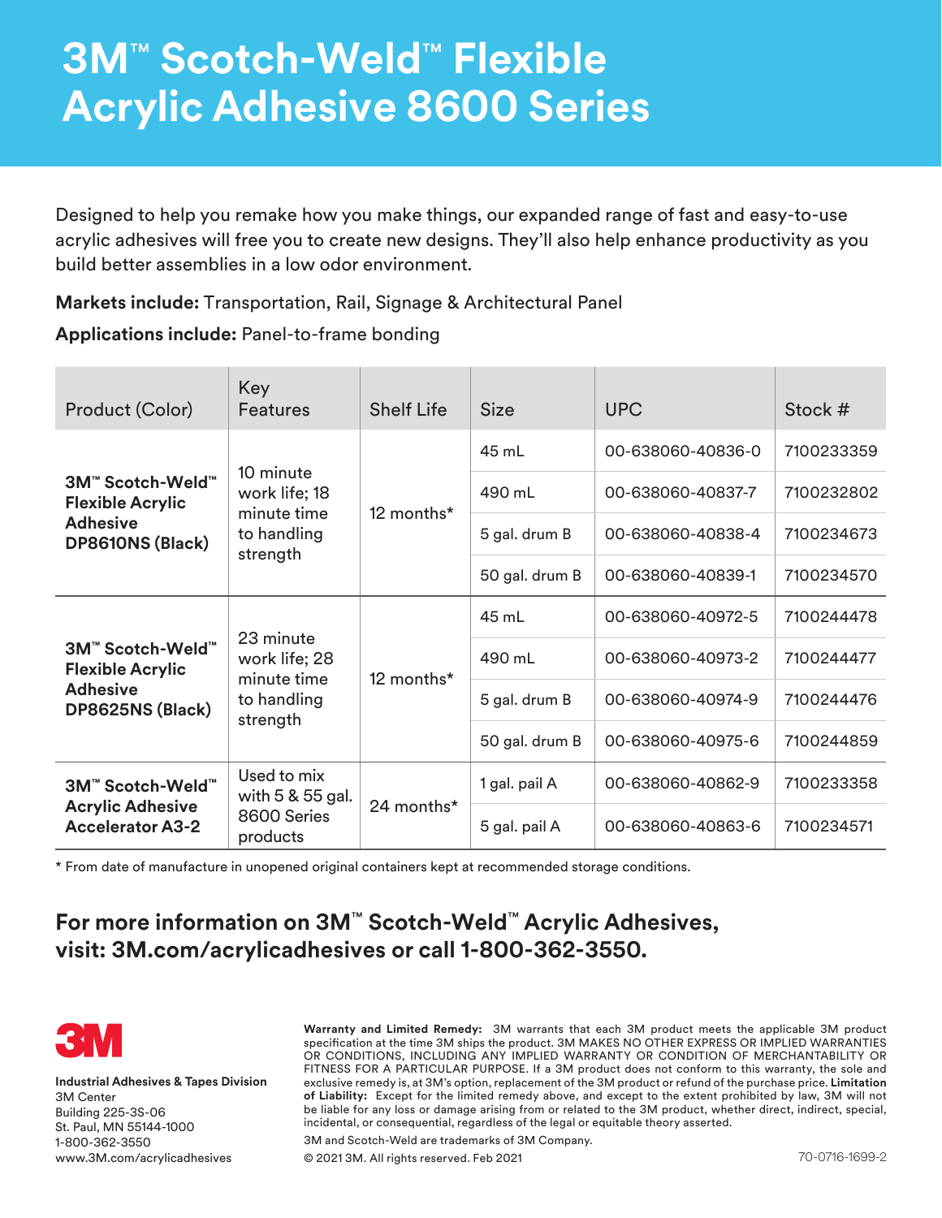# 3M™ Scotch-Weld™ Flexible Acrylic Adhesive 8600 Series

Designed to help you remake how you make things, our expanded range of fast and easy-to-use acrylic adhesives will free you to create new designs. They'll also help enhance productivity as you build better assemblies in a low odor environment.

**Markets include:** Transportation, Rail, Signage & Architectural Panel

**Applications include:** Panel-to-frame bonding

| Product (Color) | Key Features | Shelf Life | Size | UPC | Stock # |
|---|---|---|---|---|---|
| **3M™ Scotch-Weld™ Flexible Acrylic Adhesive DP8610NS (Black)** | 10 minute work life; 18 minute time to handling strength | 12 months* | 45 mL | 00-638060-40836-0 | 7100233359 |
| | | | 490 mL | 00-638060-40837-7 | 7100232802 |
| | | | 5 gal. drum B | 00-638060-40838-4 | 7100234673 |
| | | | 50 gal. drum B | 00-638060-40839-1 | 7100234570 |
| **3M™ Scotch-Weld™ Flexible Acrylic Adhesive DP8625NS (Black)** | 23 minute work life; 28 minute time to handling strength | 12 months* | 45 mL | 00-638060-40972-5 | 7100244478 |
| | | | 490 mL | 00-638060-40973-2 | 7100244477 |
| | | | 5 gal. drum B | 00-638060-40974-9 | 7100244476 |
| | | | 50 gal. drum B | 00-638060-40975-6 | 7100244859 |
| **3M™ Scotch-Weld™ Acrylic Adhesive Accelerator A3-2** | Used to mix with 5 & 55 gal. 8600 Series products | 24 months* | 1 gal. pail A | 00-638060-40862-9 | 7100233358 |
| | | | 5 gal. pail A | 00-638060-40863-6 | 7100234571 |

* From date of manufacture in unopened original containers kept at recommended storage conditions.

## For more information on 3M™ Scotch-Weld™ Acrylic Adhesives, visit: 3M.com/acrylicadhesives or call 1-800-362-3550.

3M

**Industrial Adhesives & Tapes Division**
3M Center
Building 225-3S-06
St. Paul, MN 55144-1000
1-800-362-3550
www.3M.com/acrylicadhesives

**Warranty and Limited Remedy:** 3M warrants that each 3M product meets the applicable 3M product specification at the time 3M ships the product. 3M MAKES NO OTHER EXPRESS OR IMPLIED WARRANTIES OR CONDITIONS, INCLUDING ANY IMPLIED WARRANTY OR CONDITION OF MERCHANTABILITY OR FITNESS FOR A PARTICULAR PURPOSE. If a 3M product does not conform to this warranty, the sole and exclusive remedy is, at 3M's option, replacement of the 3M product or refund of the purchase price. **Limitation of Liability:** Except for the limited remedy above, and except to the extent prohibited by law, 3M will not be liable for any loss or damage arising from or related to the 3M product, whether direct, indirect, special, incidental, or consequential, regardless of the legal or equitable theory asserted.

3M and Scotch-Weld are trademarks of 3M Company.

© 2021 3M. All rights reserved. Feb 2021

70-0716-1699-2